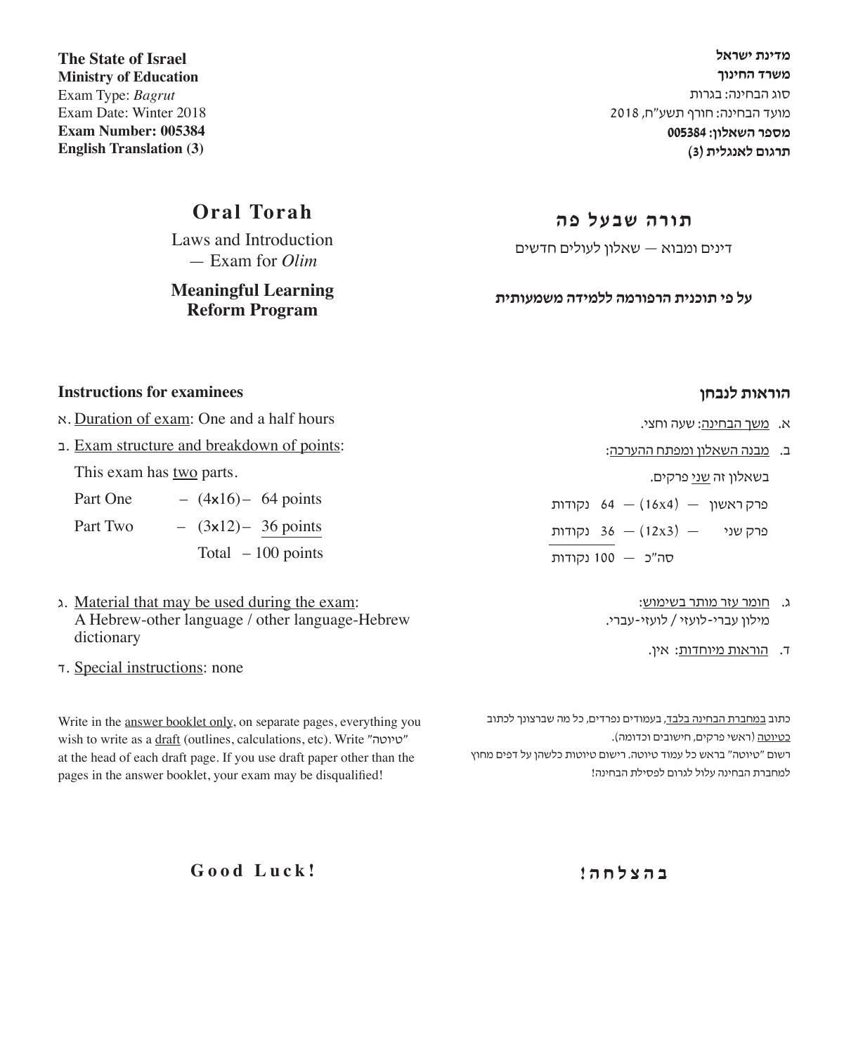**The State of Israel**
**Ministry of Education**
Exam Type: *Bagrut*
Exam Date: Winter 2018
**Exam Number: 005384**
**English Translation (3)**

**מדינת ישראל**
**משרד החינוך**
סוג הבחינה: בגרות
מועד הבחינה: חורף תשע"ח, 2018
**מספר השאלון: 005384**
**תרגום לאנגלית (3)**

# Oral Torah

Laws and Introduction
— Exam for *Olim*

**Meaningful Learning Reform Program**

# תורה שבעל פה

דינים ומבוא — שאלון לעולים חדשים

**על פי תוכנית הרפורמה ללמידה משמעותית**

## Instructions for examinees

א. Duration of exam: One and a half hours

ב. Exam structure and breakdown of points:

This exam has two parts.

| | | |
|---|---|---|
| Part One | – (4x16) – | 64 points |
| Part Two | – (3x12) – | 36 points |
| | Total – | 100 points |

ג. Material that may be used during the exam:
A Hebrew-other language / other language-Hebrew dictionary

ד. Special instructions: none

Write in the answer booklet only, on separate pages, everything you wish to write as a draft (outlines, calculations, etc). Write "טיוטה" at the head of each draft page. If you use draft paper other than the pages in the answer booklet, your exam may be disqualified!

## הוראות לנבחן

א. משך הבחינה: שעה וחצי.

ב. מבנה השאלון ומפתח ההערכה:

בשאלון זה שני פרקים.

| | | |
|---|---|---|
| פרק ראשון | — (16x4) — | 64 נקודות |
| פרק שני | — (12x3) — | 36 נקודות |
| | סה"כ — | 100 נקודות |

ג. חומר עזר מותר בשימוש:
מילון עברי-לועזי / לועזי-עברי.

ד. הוראות מיוחדות: אין.

כתוב במחברת הבחינה בלבד, בעמודים נפרדים, כל מה שברצונך לכתוב כטיוטה (ראשי פרקים, חישובים וכדומה).
רשום "טיוטה" בראש כל עמוד טיוטה. רישום טיוטות כלשהן על דפים מחוץ למחברת הבחינה עלול לגרום לפסילת הבחינה!

**Good Luck!**

**בהצלחה!**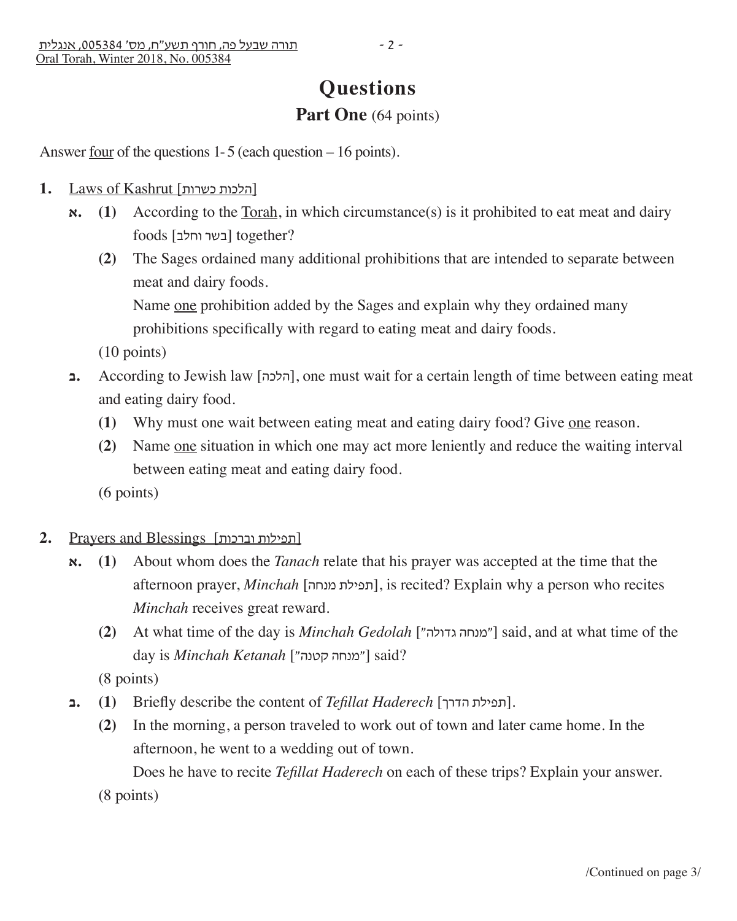# Questions

## Part One (64 points)

Answer four of the questions 1- 5 (each question – 16 points).

**1.** Laws of Kashrut [הלכות כשרות]

**א.** **(1)** According to the Torah, in which circumstance(s) is it prohibited to eat meat and dairy foods [בשר וחלב] together?

**(2)** The Sages ordained many additional prohibitions that are intended to separate between meat and dairy foods.
Name one prohibition added by the Sages and explain why they ordained many prohibitions specifically with regard to eating meat and dairy foods.

(10 points)

**ב.** According to Jewish law [הלכה], one must wait for a certain length of time between eating meat and eating dairy food.

**(1)** Why must one wait between eating meat and eating dairy food? Give one reason.

**(2)** Name one situation in which one may act more leniently and reduce the waiting interval between eating meat and eating dairy food.

(6 points)

**2.** Prayers and Blessings [תפילות וברכות]

**א.** **(1)** About whom does the *Tanach* relate that his prayer was accepted at the time that the afternoon prayer, *Minchah* [תפילת מנחה], is recited? Explain why a person who recites *Minchah* receives great reward.

**(2)** At what time of the day is *Minchah Gedolah* ["מנחה גדולה"] said, and at what time of the day is *Minchah Ketanah* ["מנחה קטנה"] said?

(8 points)

**ב.** **(1)** Briefly describe the content of *Tefillat Haderech* [תפילת הדרך].

**(2)** In the morning, a person traveled to work out of town and later came home. In the afternoon, he went to a wedding out of town.
Does he have to recite *Tefillat Haderech* on each of these trips? Explain your answer.

(8 points)

/Continued on page 3/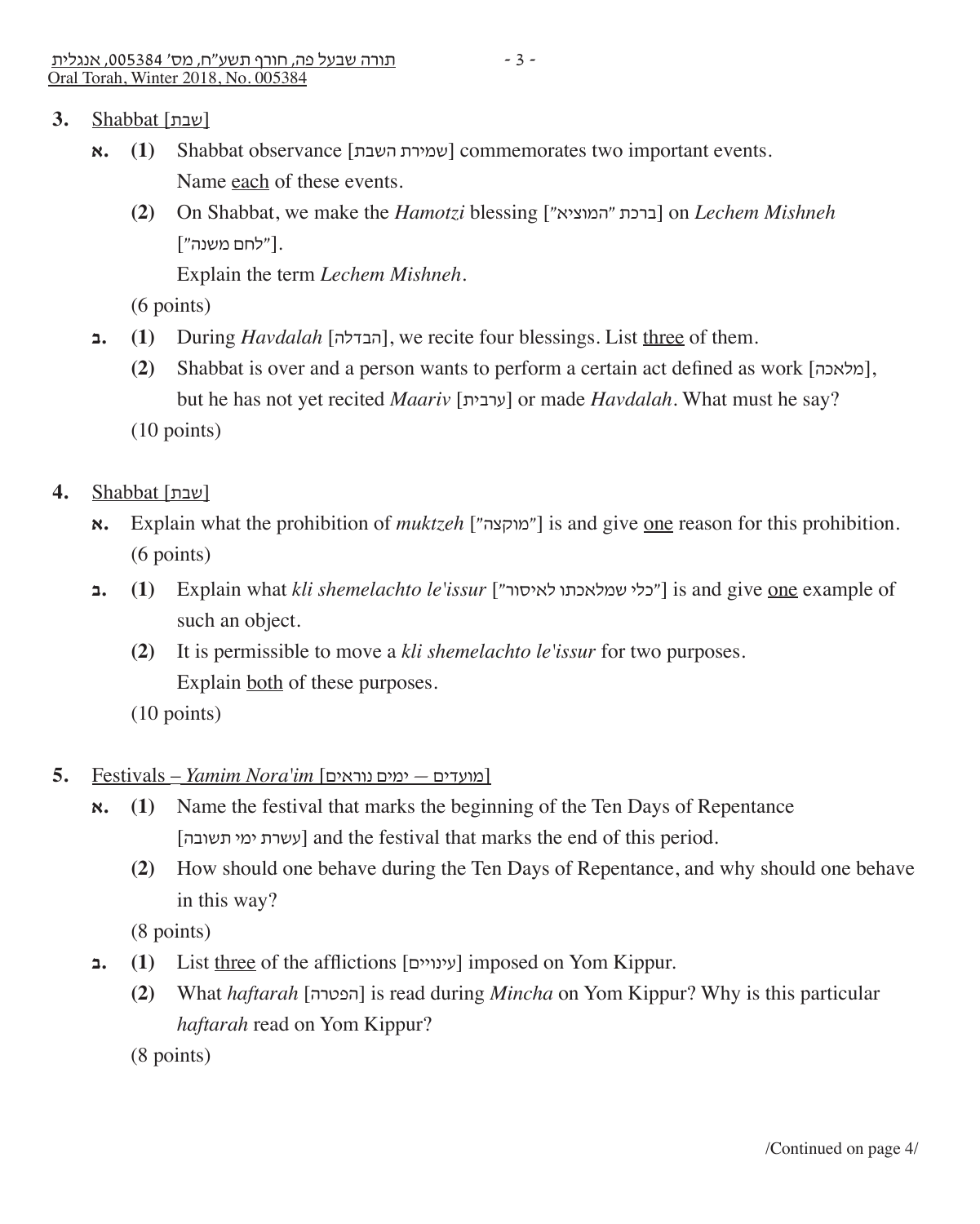**3.** <u>Shabbat [שבת]</u>

**א.** **(1)** Shabbat observance [שמירת השבת] commemorates two important events. Name <u>each</u> of these events.

**(2)** On Shabbat, we make the *Hamotzi* blessing [ברכת "המוציא"] on *Lechem Mishneh* ["לחם משנה"].
Explain the term *Lechem Mishneh*.

(6 points)

**ב.** **(1)** During *Havdalah* [הבדלה], we recite four blessings. List <u>three</u> of them.

**(2)** Shabbat is over and a person wants to perform a certain act defined as work [מלאכה], but he has not yet recited *Maariv* [ערבית] or made *Havdalah*. What must he say?

(10 points)

**4.** <u>Shabbat [שבת]</u>

**א.** Explain what the prohibition of *muktzeh* ["מוקצה"] is and give <u>one</u> reason for this prohibition.
(6 points)

**ב.** **(1)** Explain what *kli shemelachto le'issur* ["כלי שמלאכתו לאיסור"] is and give <u>one</u> example of such an object.

**(2)** It is permissible to move a *kli shemelachto le'issur* for two purposes.
Explain <u>both</u> of these purposes.

(10 points)

**5.** <u>Festivals – *Yamim Nora'im* [מועדים — ימים נוראים]</u>

**א.** **(1)** Name the festival that marks the beginning of the Ten Days of Repentance [עשרת ימי תשובה] and the festival that marks the end of this period.

**(2)** How should one behave during the Ten Days of Repentance, and why should one behave in this way?

(8 points)

**ב.** **(1)** List <u>three</u> of the afflictions [עינויים] imposed on Yom Kippur.

**(2)** What *haftarah* [הפטרה] is read during *Mincha* on Yom Kippur? Why is this particular *haftarah* read on Yom Kippur?

(8 points)

/Continued on page 4/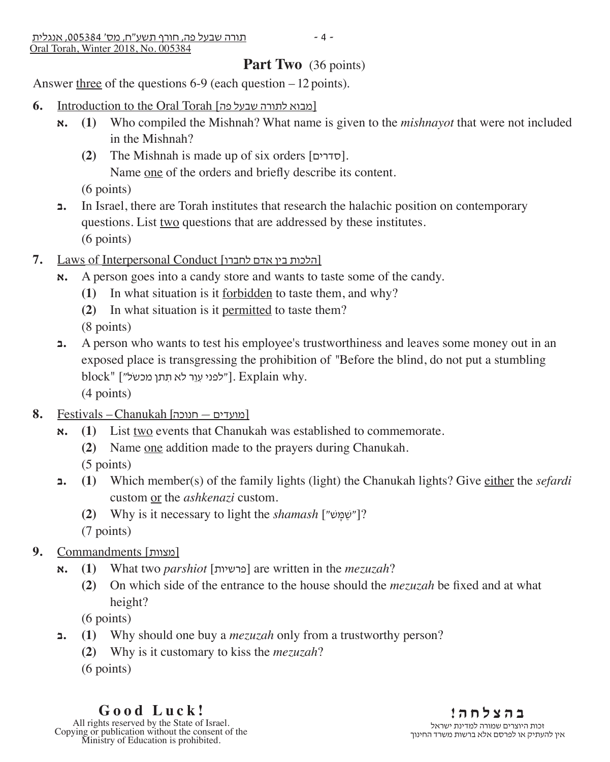## Part Two (36 points)

Answer three of the questions 6-9 (each question – 12 points).

**6.** Introduction to the Oral Torah [מבוא לתורה שבעל פה]

**א.** **(1)** Who compiled the Mishnah? What name is given to the *mishnayot* that were not included in the Mishnah?

**(2)** The Mishnah is made up of six orders [סדרים].
Name one of the orders and briefly describe its content.

(6 points)

**ב.** In Israel, there are Torah institutes that research the halachic position on contemporary questions. List two questions that are addressed by these institutes.
(6 points)

**7.** Laws of Interpersonal Conduct [הלכות בין אדם לחברו]

**א.** A person goes into a candy store and wants to taste some of the candy.

**(1)** In what situation is it forbidden to taste them, and why?

**(2)** In what situation is it permitted to taste them?

(8 points)

**ב.** A person who wants to test his employee's trustworthiness and leaves some money out in an exposed place is transgressing the prohibition of "Before the blind, do not put a stumbling block" ["לפני עִוֵר לא תִתן מכשֹל"]. Explain why.
(4 points)

**8.** Festivals – Chanukah [מועדים — חנוכה]

**א.** **(1)** List two events that Chanukah was established to commemorate.

**(2)** Name one addition made to the prayers during Chanukah.

(5 points)

**ב.** **(1)** Which member(s) of the family lights (light) the Chanukah lights? Give either the *sefardi* custom or the *ashkenazi* custom.

**(2)** Why is it necessary to light the *shamash* ["שַׁמָּשׁ"]?

(7 points)

**9.** Commandments [מצוות]

**א.** **(1)** What two *parshiot* [פרשיות] are written in the *mezuzah*?

**(2)** On which side of the entrance to the house should the *mezuzah* be fixed and at what height?

(6 points)

**ב.** **(1)** Why should one buy a *mezuzah* only from a trustworthy person?

**(2)** Why is it customary to kiss the *mezuzah*?

(6 points)

**Good Luck!**
All rights reserved by the State of Israel.
Copying or publication without the consent of the Ministry of Education is prohibited.

**בהצלחה!**
זכות היוצרים שמורה למדינת ישראל
אין להעתיק או לפרסם אלא ברשות משרד החינוך